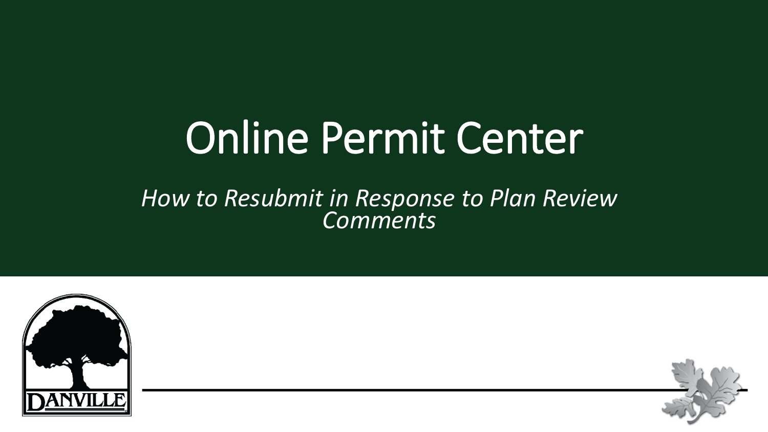# Online Permit Center

*How to Resubmit in Response to Plan Review Comments*

DANVILLE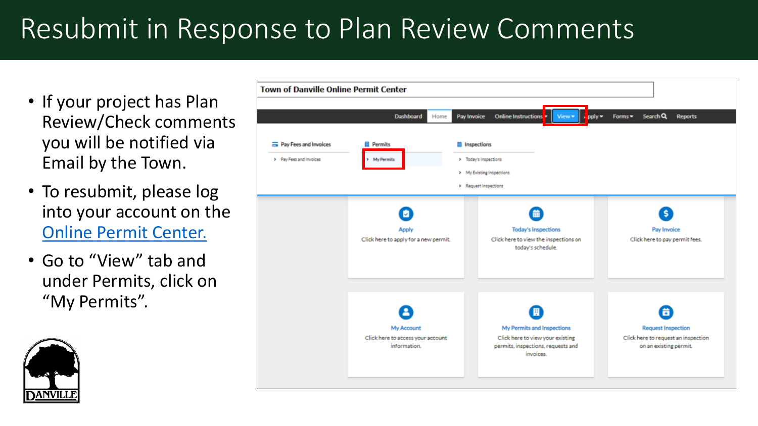# Resubmit in Response to Plan Review Comments

- If your project has Plan Review/Check comments you will be notified via Email by the Town.
- To resubmit, please log into your account on the Online Permit Center.
- Go to "View" tab and under Permits, click on "My Permits".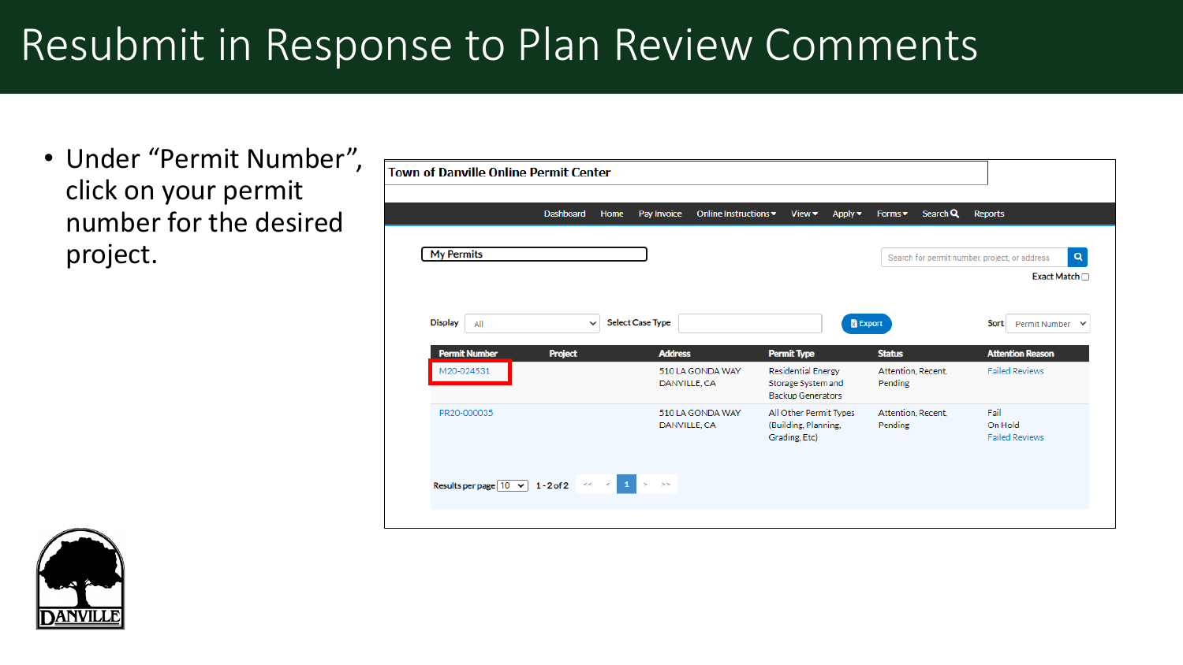# Resubmit in Response to Plan Review Comments

- Under "Permit Number", click on your permit number for the desired project.

**Town of Danville Online Permit Center**

Dashboard | Home | Pay Invoice | Online Instructions | View | Apply | Forms | Search | Reports

**My Permits**

Search for permit number, project, or address

Exact Match

Display: All | Select Case Type | Export | Sort: Permit Number

| Permit Number | Project | Address | Permit Type | Status | Attention Reason |
|---|---|---|---|---|---|
| M20-024531 | | 510 LA GONDA WAY DANVILLE, CA | Residential Energy Storage System and Backup Generators | Attention, Recent, Pending | Failed Reviews |
| PR20-000035 | | 510 LA GONDA WAY DANVILLE, CA | All Other Permit Types (Building, Planning, Grading, Etc) | Attention, Recent, Pending | Fail On Hold Failed Reviews |

Results per page 10 | 1 - 2 of 2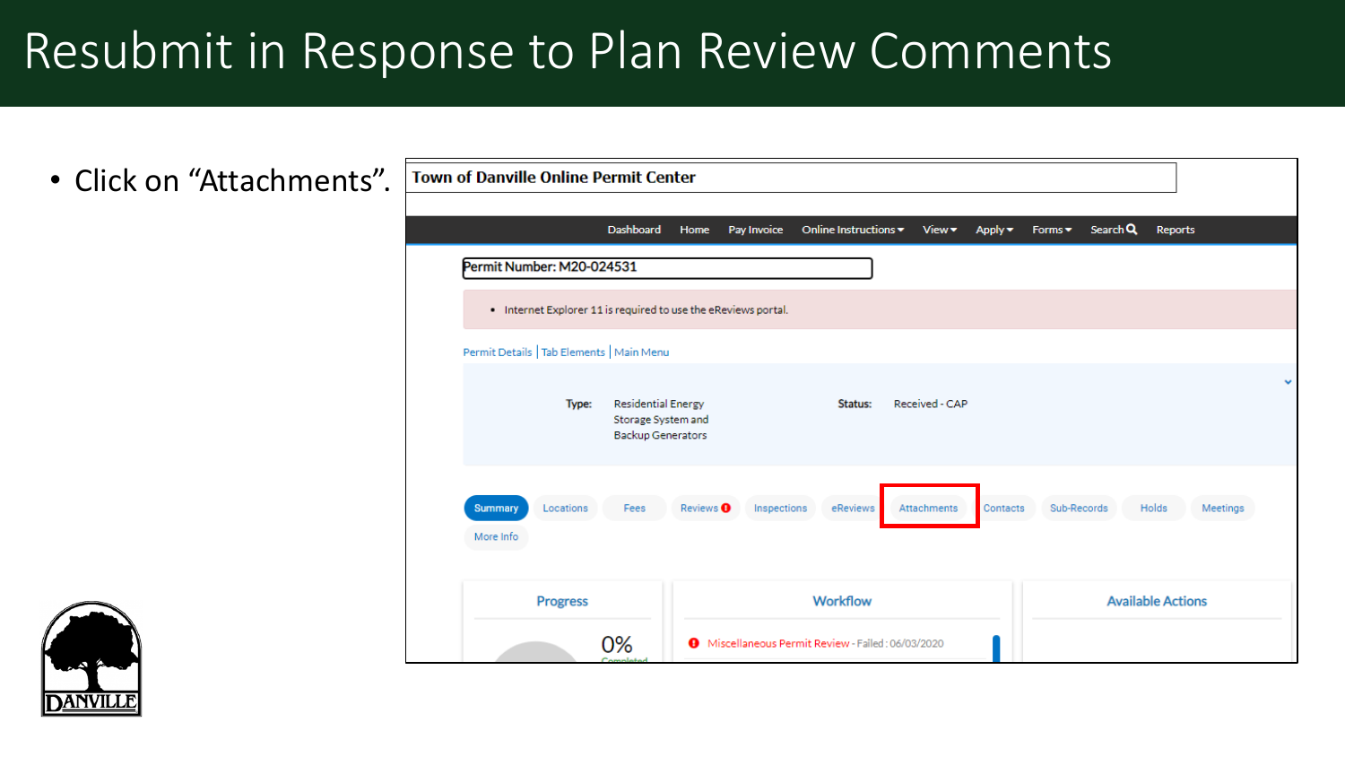# Resubmit in Response to Plan Review Comments

- Click on "Attachments".

**Town of Danville Online Permit Center**

Dashboard | Home | Pay Invoice | Online Instructions | View | Apply | Forms | Search | Reports

**Permit Number: M20-024531**

- Internet Explorer 11 is required to use the eReviews portal.

Permit Details | Tab Elements | Main Menu

**Type:** Residential Energy Storage System and Backup Generators

**Status:** Received - CAP

Summary | Locations | Fees | Reviews | Inspections | eReviews | Attachments | Contacts | Sub-Records | Holds | Meetings | More Info

**Progress**

0% Completed

**Workflow**

Miscellaneous Permit Review - Failed : 06/03/2020

**Available Actions**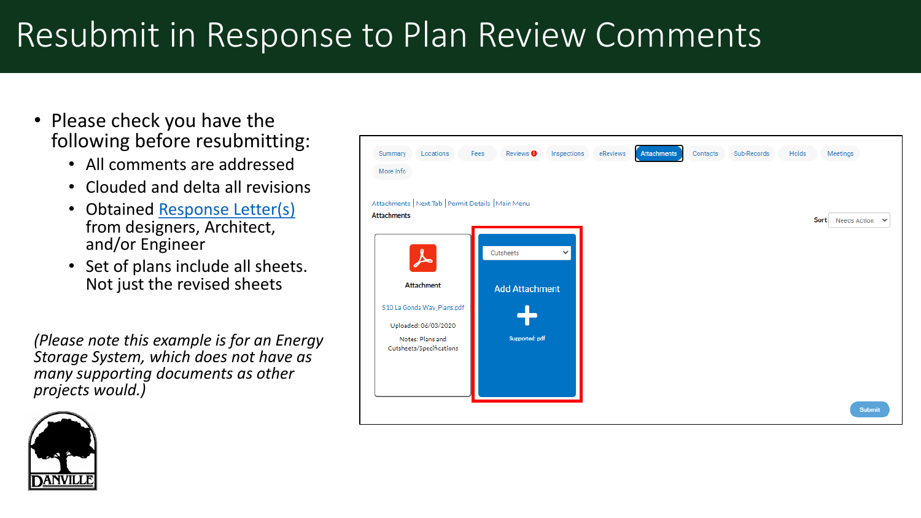# Resubmit in Response to Plan Review Comments

- Please check you have the following before resubmitting:
  - All comments are addressed
  - Clouded and delta all revisions
  - Obtained Response Letter(s) from designers, Architect, and/or Engineer
  - Set of plans include all sheets. Not just the revised sheets

*(Please note this example is for an Energy Storage System, which does not have as many supporting documents as other projects would.)*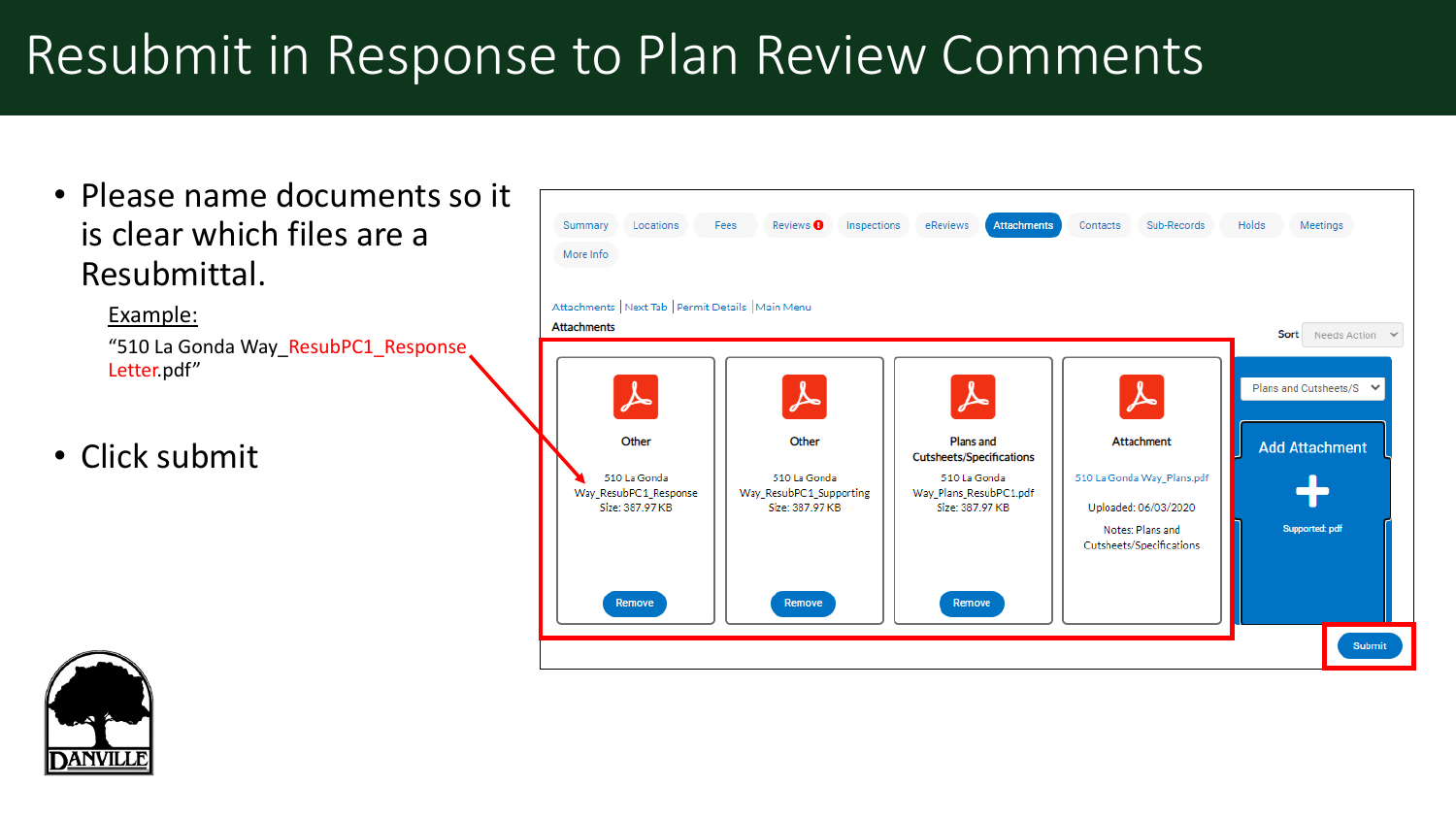# Resubmit in Response to Plan Review Comments

- Please name documents so it is clear which files are a Resubmittal.

  Example:

  "510 La Gonda Way_ResubPC1_Response Letter.pdf"

- Click submit

Summary | Locations | Fees | Reviews | Inspections | eReviews | Attachments | Contacts | Sub-Records | Holds | Meetings | More Info

Attachments | Next Tab | Permit Details | Main Menu

Attachments

Sort: Needs Action

| Other | Other | Plans and Cutsheets/Specifications | Attachment |
|---|---|---|---|
| 510 La Gonda Way_ResubPC1_Response | 510 La Gonda Way_ResubPC1_Supporting | 510 La Gonda Way_Plans_ResubPC1.pdf | 510 La Gonda Way_Plans.pdf |
| Size: 387.97 KB | Size: 387.97 KB | Size: 387.97 KB | Uploaded: 06/03/2020 |
| | | | Notes: Plans and Cutsheets/Specifications |
| Remove | Remove | Remove | |

Plans and Cutsheets/S

Add Attachment

Supported: pdf

Submit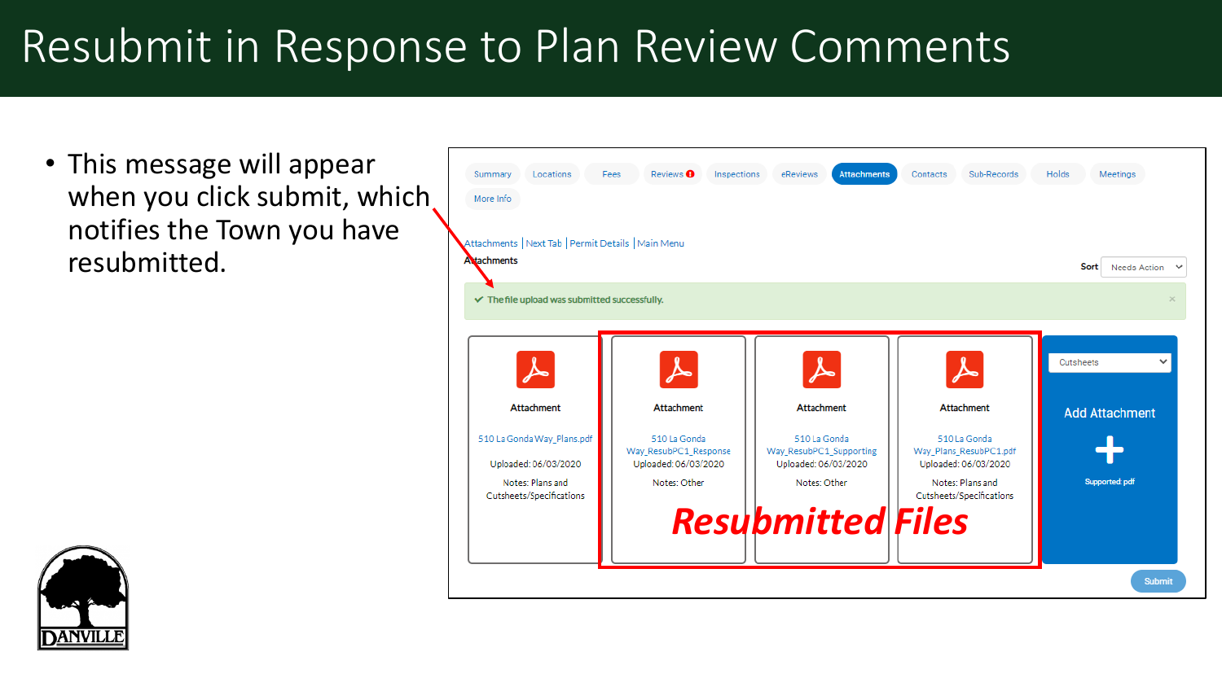# Resubmit in Response to Plan Review Comments

- This message will appear when you click submit, which notifies the Town you have resubmitted.

Summary | Locations | Fees | Reviews | Inspections | eReviews | Attachments | Contacts | Sub-Records | Holds | Meetings | More Info

Attachments | Next Tab | Permit Details | Main Menu

Attachments

Sort: Needs Action

✔ The file upload was submitted successfully.

| Attachment | Attachment | Attachment | Attachment |
|---|---|---|---|
| 510 La Gonda Way_Plans.pdf | 510 La Gonda Way_ResubPC1_Response | 510 La Gonda Way_ResubPC1_Supporting | 510 La Gonda Way_Plans_ResubPC1.pdf |
| Uploaded: 06/03/2020 | Uploaded: 06/03/2020 | Uploaded: 06/03/2020 | Uploaded: 06/03/2020 |
| Notes: Plans and Cutsheets/Specifications | Notes: Other | Notes: Other | Notes: Plans and Cutsheets/Specifications |

***Resubmitted Files***

Cutsheets

Add Attachment

Supported: pdf

Submit

DANVILLE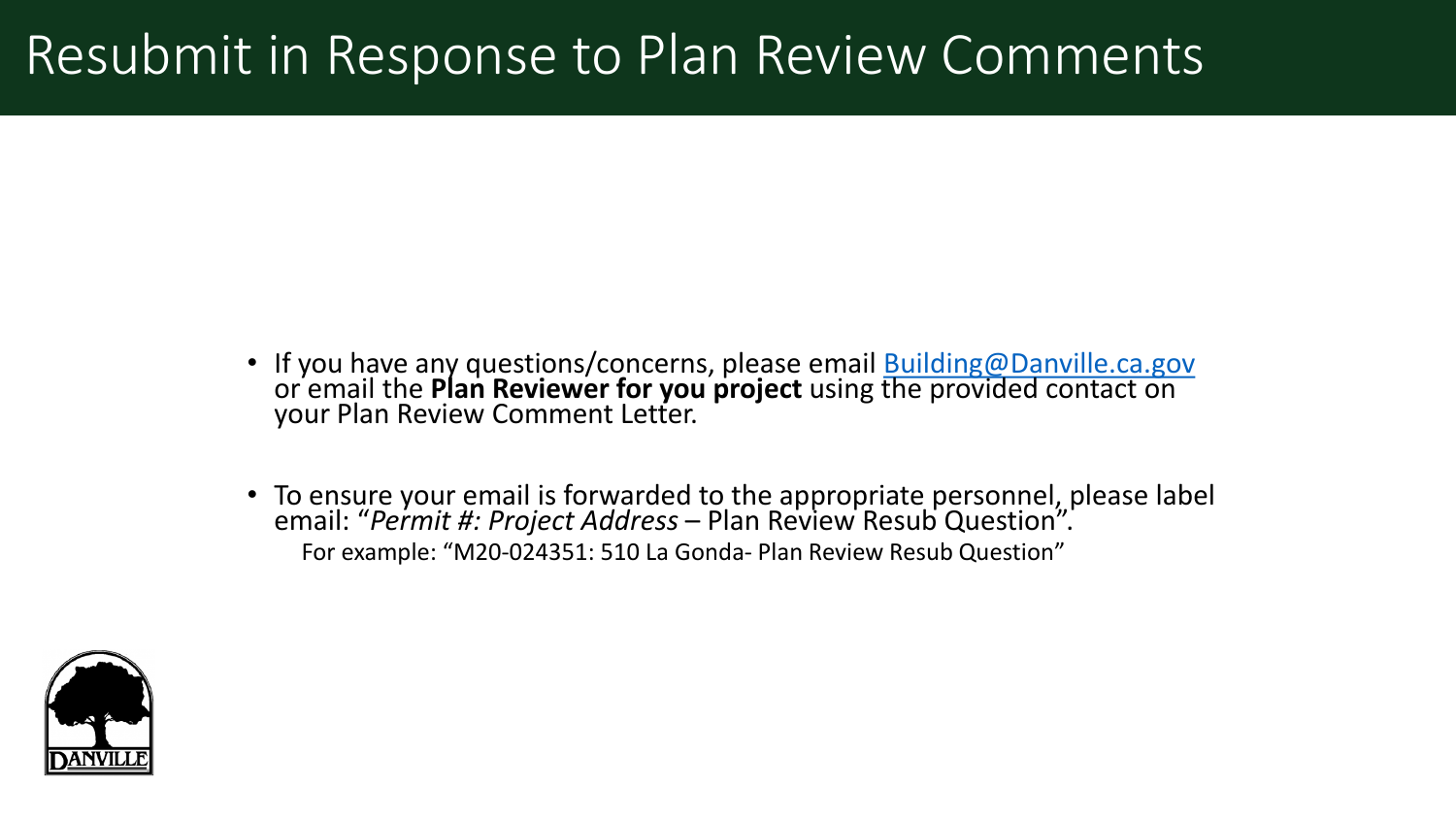# Resubmit in Response to Plan Review Comments

- If you have any questions/concerns, please email [Building@Danville.ca.gov](mailto:Building@Danville.ca.gov) or email the **Plan Reviewer for you project** using the provided contact on your Plan Review Comment Letter.
- To ensure your email is forwarded to the appropriate personnel, please label email: "*Permit #: Project Address* – Plan Review Resub Question".
  For example: "M20-024351: 510 La Gonda- Plan Review Resub Question"